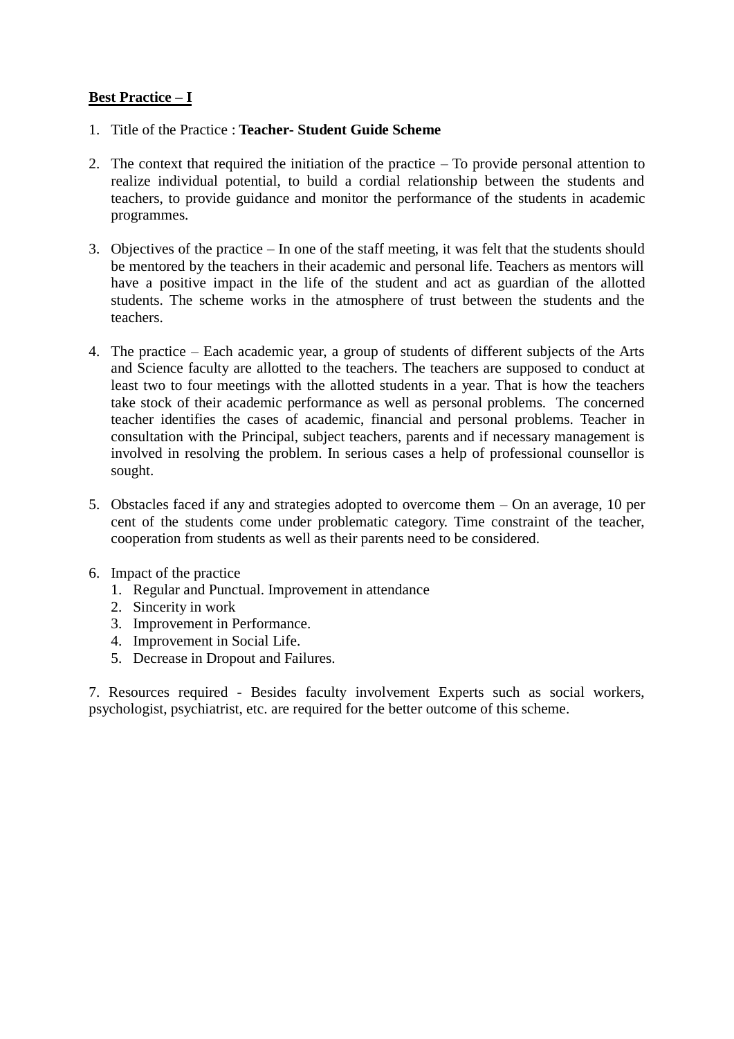**<u>Best Practice – I</u>**

1. Title of the Practice : **Teacher- Student Guide Scheme**

2. The context that required the initiation of the practice – To provide personal attention to realize individual potential, to build a cordial relationship between the students and teachers, to provide guidance and monitor the performance of the students in academic programmes.

3. Objectives of the practice – In one of the staff meeting, it was felt that the students should be mentored by the teachers in their academic and personal life. Teachers as mentors will have a positive impact in the life of the student and act as guardian of the allotted students. The scheme works in the atmosphere of trust between the students and the teachers.

4. The practice – Each academic year, a group of students of different subjects of the Arts and Science faculty are allotted to the teachers. The teachers are supposed to conduct at least two to four meetings with the allotted students in a year. That is how the teachers take stock of their academic performance as well as personal problems. The concerned teacher identifies the cases of academic, financial and personal problems. Teacher in consultation with the Principal, subject teachers, parents and if necessary management is involved in resolving the problem. In serious cases a help of professional counsellor is sought.

5. Obstacles faced if any and strategies adopted to overcome them – On an average, 10 per cent of the students come under problematic category. Time constraint of the teacher, cooperation from students as well as their parents need to be considered.

6. Impact of the practice
    1. Regular and Punctual. Improvement in attendance
    2. Sincerity in work
    3. Improvement in Performance.
    4. Improvement in Social Life.
    5. Decrease in Dropout and Failures.

7. Resources required - Besides faculty involvement Experts such as social workers, psychologist, psychiatrist, etc. are required for the better outcome of this scheme.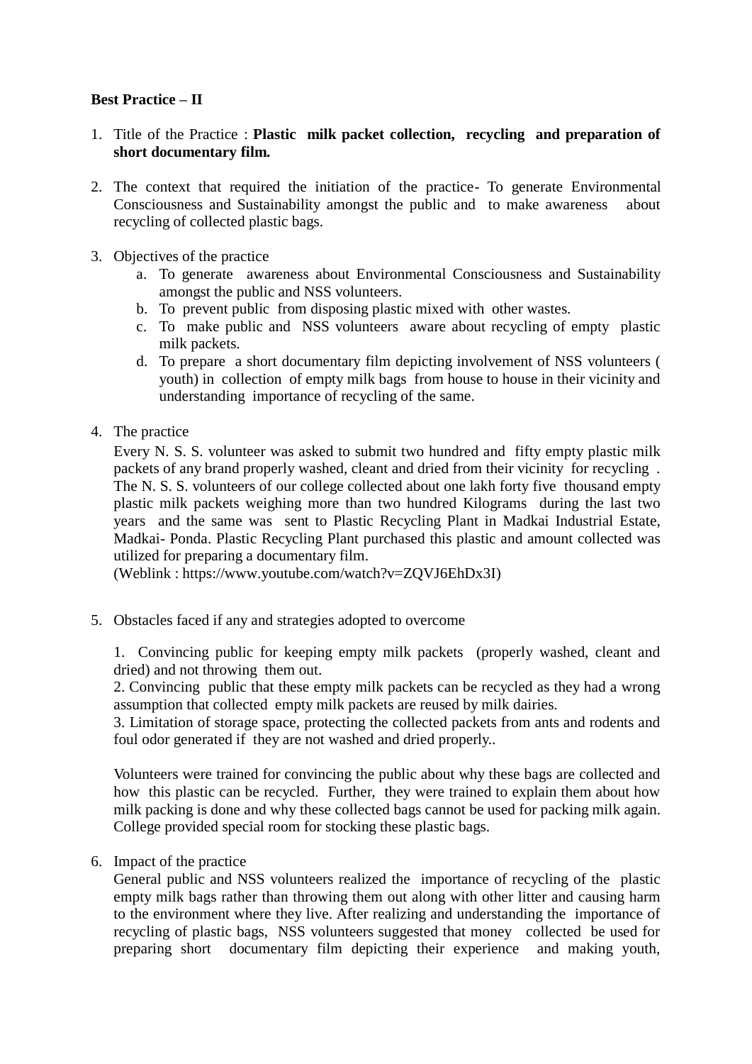**Best Practice – II**

1. Title of the Practice : **Plastic milk packet collection, recycling and preparation of short documentary film.**

2. The context that required the initiation of the practice- To generate Environmental Consciousness and Sustainability amongst the public and to make awareness about recycling of collected plastic bags.

3. Objectives of the practice
   a. To generate awareness about Environmental Consciousness and Sustainability amongst the public and NSS volunteers.
   b. To prevent public from disposing plastic mixed with other wastes.
   c. To make public and NSS volunteers aware about recycling of empty plastic milk packets.
   d. To prepare a short documentary film depicting involvement of NSS volunteers ( youth) in collection of empty milk bags from house to house in their vicinity and understanding importance of recycling of the same.

4. The practice

   Every N. S. S. volunteer was asked to submit two hundred and fifty empty plastic milk packets of any brand properly washed, cleant and dried from their vicinity for recycling . The N. S. S. volunteers of our college collected about one lakh forty five thousand empty plastic milk packets weighing more than two hundred Kilograms during the last two years and the same was sent to Plastic Recycling Plant in Madkai Industrial Estate, Madkai- Ponda. Plastic Recycling Plant purchased this plastic and amount collected was utilized for preparing a documentary film.
   (Weblink : https://www.youtube.com/watch?v=ZQVJ6EhDx3I)

5. Obstacles faced if any and strategies adopted to overcome

   1. Convincing public for keeping empty milk packets (properly washed, cleant and dried) and not throwing them out.
   2. Convincing public that these empty milk packets can be recycled as they had a wrong assumption that collected empty milk packets are reused by milk dairies.
   3. Limitation of storage space, protecting the collected packets from ants and rodents and foul odor generated if they are not washed and dried properly..

   Volunteers were trained for convincing the public about why these bags are collected and how this plastic can be recycled. Further, they were trained to explain them about how milk packing is done and why these collected bags cannot be used for packing milk again. College provided special room for stocking these plastic bags.

6. Impact of the practice

   General public and NSS volunteers realized the importance of recycling of the plastic empty milk bags rather than throwing them out along with other litter and causing harm to the environment where they live. After realizing and understanding the importance of recycling of plastic bags, NSS volunteers suggested that money collected be used for preparing short documentary film depicting their experience and making youth,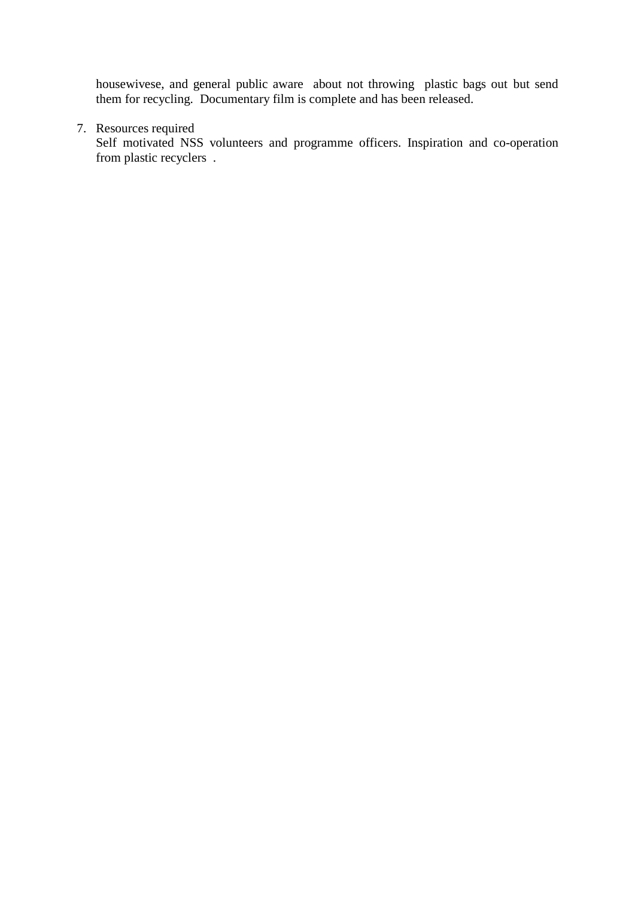housewivese, and general public aware about not throwing plastic bags out but send them for recycling. Documentary film is complete and has been released.

7. Resources required

   Self motivated NSS volunteers and programme officers. Inspiration and co-operation from plastic recyclers .